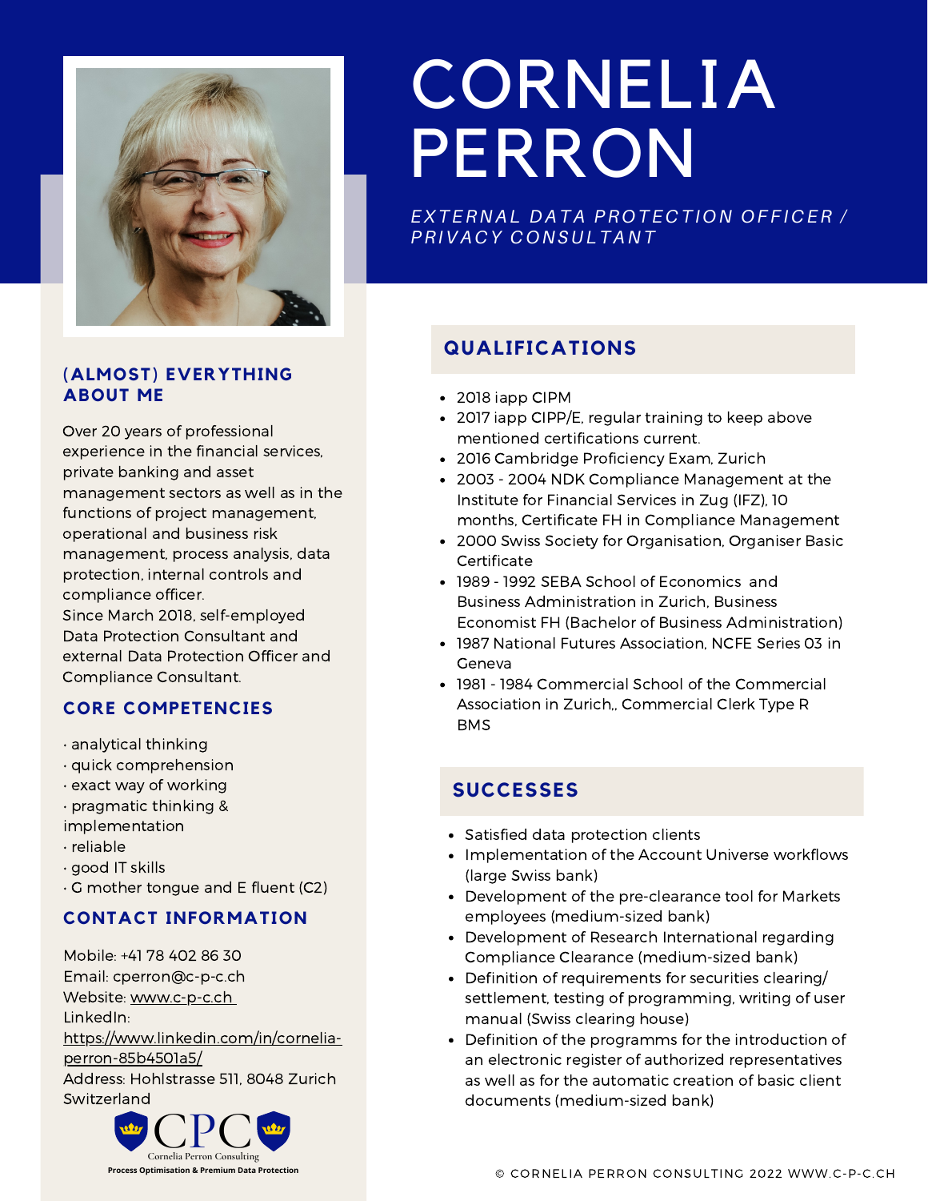# CORNELIA PERRON

*EXTERNAL DATA PROTECTION OFFICER / PRIVACY CONSULTANT*

## (ALMOST) EVERYTHING ABOUT ME

Over 20 years of professional experience in the financial services, private banking and asset management sectors as well as in the functions of project management, operational and business risk management, process analysis, data protection, internal controls and compliance officer.
Since March 2018, self-employed Data Protection Consultant and external Data Protection Officer and Compliance Consultant.

## CORE COMPETENCIES

· analytical thinking
· quick comprehension
· exact way of working
· pragmatic thinking & implementation
· reliable
· good IT skills
· G mother tongue and E fluent (C2)

## CONTACT INFORMATION

Mobile: +41 78 402 86 30
Email: cperron@c-p-c.ch
Website: www.c-p-c.ch
LinkedIn: https://www.linkedin.com/in/cornelia-perron-85b4501a5/
Address: Hohlstrasse 511, 8048 Zurich Switzerland

CPC
Cornelia Perron Consulting
**Process Optimisation & Premium Data Protection**

## QUALIFICATIONS

- 2018 iapp CIPM
- 2017 iapp CIPP/E, regular training to keep above mentioned certifications current.
- 2016 Cambridge Proficiency Exam, Zurich
- 2003 - 2004 NDK Compliance Management at the Institute for Financial Services in Zug (IFZ), 10 months, Certificate FH in Compliance Management
- 2000 Swiss Society for Organisation, Organiser Basic Certificate
- 1989 - 1992 SEBA School of Economics and Business Administration in Zurich, Business Economist FH (Bachelor of Business Administration)
- 1987 National Futures Association, NCFE Series 03 in Geneva
- 1981 - 1984 Commercial School of the Commercial Association in Zurich,, Commercial Clerk Type R BMS

## SUCCESSES

- Satisfied data protection clients
- Implementation of the Account Universe workflows (large Swiss bank)
- Development of the pre-clearance tool for Markets employees (medium-sized bank)
- Development of Research International regarding Compliance Clearance (medium-sized bank)
- Definition of requirements for securities clearing/ settlement, testing of programming, writing of user manual (Swiss clearing house)
- Definition of the programms for the introduction of an electronic register of authorized representatives as well as for the automatic creation of basic client documents (medium-sized bank)

© CORNELIA PERRON CONSULTING 2022 WWW.C-P-C.CH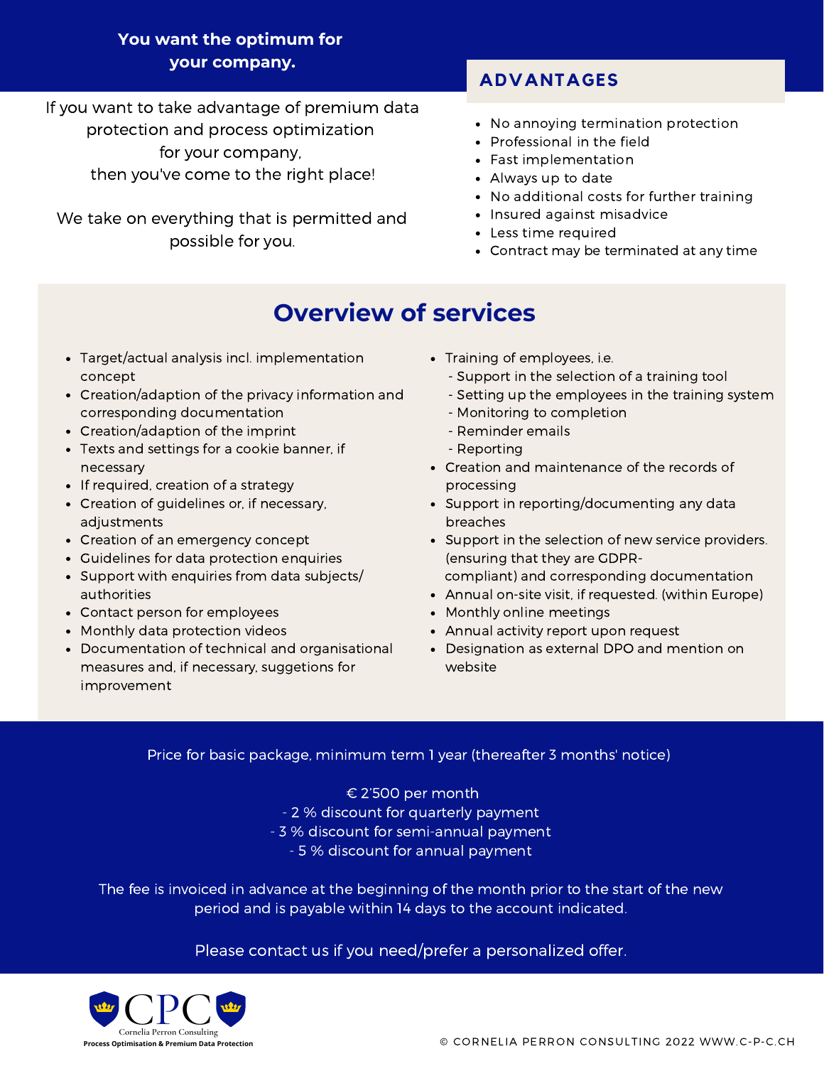**You want the optimum for your company.**

If you want to take advantage of premium data protection and process optimization for your company, then you've come to the right place!

We take on everything that is permitted and possible for you.

## ADVANTAGES

- No annoying termination protection
- Professional in the field
- Fast implementation
- Always up to date
- No additional costs for further training
- Insured against misadvice
- Less time required
- Contract may be terminated at any time

## Overview of services

- Target/actual analysis incl. implementation concept
- Creation/adaption of the privacy information and corresponding documentation
- Creation/adaption of the imprint
- Texts and settings for a cookie banner, if necessary
- If required, creation of a strategy
- Creation of guidelines or, if necessary, adjustments
- Creation of an emergency concept
- Guidelines for data protection enquiries
- Support with enquiries from data subjects/ authorities
- Contact person for employees
- Monthly data protection videos
- Documentation of technical and organisational measures and, if necessary, suggestions for improvement
- Training of employees, i.e.
  - Support in the selection of a training tool
  - Setting up the employees in the training system
  - Monitoring to completion
  - Reminder emails
  - Reporting
- Creation and maintenance of the records of processing
- Support in reporting/documenting any data breaches
- Support in the selection of new service providers. (ensuring that they are GDPR-compliant) and corresponding documentation
- Annual on-site visit, if requested. (within Europe)
- Monthly online meetings
- Annual activity report upon request
- Designation as external DPO and mention on website

Price for basic package, minimum term 1 year (thereafter 3 months' notice)

€ 2'500 per month

- 2 % discount for quarterly payment
- 3 % discount for semi-annual payment
- 5 % discount for annual payment

The fee is invoiced in advance at the beginning of the month prior to the start of the new period and is payable within 14 days to the account indicated.

Please contact us if you need/prefer a personalized offer.

CPC
Cornelia Perron Consulting
Process Optimisation & Premium Data Protection

© CORNELIA PERRON CONSULTING 2022 WWW.C-P-C.CH